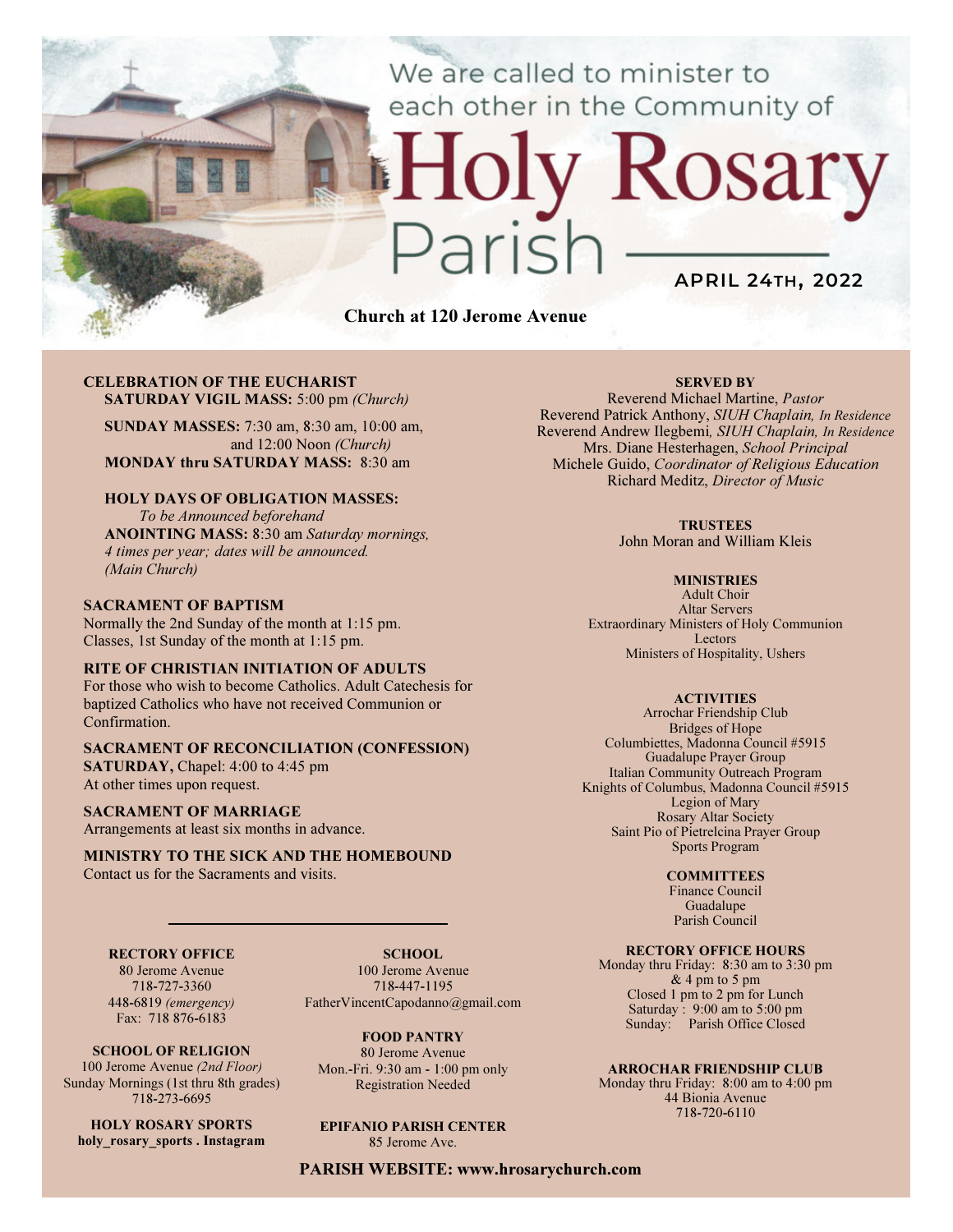We are called to minister to each other in the Community of

# Holy Rosary Parish

**APRIL 24TH, 2022**

**Church at 120 Jerome Avenue**

## CELEBRATION OF THE EUCHARIST

**SATURDAY VIGIL MASS:** 5:00 pm *(Church)*

**SUNDAY MASSES:** 7:30 am, 8:30 am, 10:00 am, and 12:00 Noon *(Church)*

**MONDAY thru SATURDAY MASS:** 8:30 am

**HOLY DAYS OF OBLIGATION MASSES:**
*To be Announced beforehand*

**ANOINTING MASS:** 8:30 am *Saturday mornings, 4 times per year; dates will be announced. (Main Church)*

## SACRAMENT OF BAPTISM

Normally the 2nd Sunday of the month at 1:15 pm.
Classes, 1st Sunday of the month at 1:15 pm.

## RITE OF CHRISTIAN INITIATION OF ADULTS

For those who wish to become Catholics. Adult Catechesis for baptized Catholics who have not received Communion or Confirmation.

## SACRAMENT OF RECONCILIATION (CONFESSION)

**SATURDAY,** Chapel: 4:00 to 4:45 pm
At other times upon request.

## SACRAMENT OF MARRIAGE

Arrangements at least six months in advance.

## MINISTRY TO THE SICK AND THE HOMEBOUND

Contact us for the Sacraments and visits.

---

**RECTORY OFFICE**
80 Jerome Avenue
718-727-3360
448-6819 *(emergency)*
Fax: 718 876-6183

**SCHOOL OF RELIGION**
100 Jerome Avenue *(2nd Floor)*
Sunday Mornings (1st thru 8th grades)
718-273-6695

**HOLY ROSARY SPORTS**
**holy_rosary_sports . Instagram**

**SCHOOL**
100 Jerome Avenue
718-447-1195
FatherVincentCapodanno@gmail.com

**FOOD PANTRY**
80 Jerome Avenue
Mon.-Fri. 9:30 am - 1:00 pm only
Registration Needed

**EPIFANIO PARISH CENTER**
85 Jerome Ave.

## SERVED BY

Reverend Michael Martine, *Pastor*
Reverend Patrick Anthony, *SIUH Chaplain, In Residence*
Reverend Andrew Ilegbemi, *SIUH Chaplain, In Residence*
Mrs. Diane Hesterhagen, *School Principal*
Michele Guido, *Coordinator of Religious Education*
Richard Meditz, *Director of Music*

## TRUSTEES

John Moran and William Kleis

## MINISTRIES

Adult Choir
Altar Servers
Extraordinary Ministers of Holy Communion
Lectors
Ministers of Hospitality, Ushers

## ACTIVITIES

Arrochar Friendship Club
Bridges of Hope
Columbiettes, Madonna Council #5915
Guadalupe Prayer Group
Italian Community Outreach Program
Knights of Columbus, Madonna Council #5915
Legion of Mary
Rosary Altar Society
Saint Pio of Pietrelcina Prayer Group
Sports Program

## COMMITTEES

Finance Council
Guadalupe
Parish Council

## RECTORY OFFICE HOURS

Monday thru Friday: 8:30 am to 3:30 pm & 4 pm to 5 pm
Closed 1 pm to 2 pm for Lunch
Saturday : 9:00 am to 5:00 pm
Sunday: Parish Office Closed

## ARROCHAR FRIENDSHIP CLUB

Monday thru Friday: 8:00 am to 4:00 pm
44 Bionia Avenue
718-720-6110

**PARISH WEBSITE: www.hrosarychurch.com**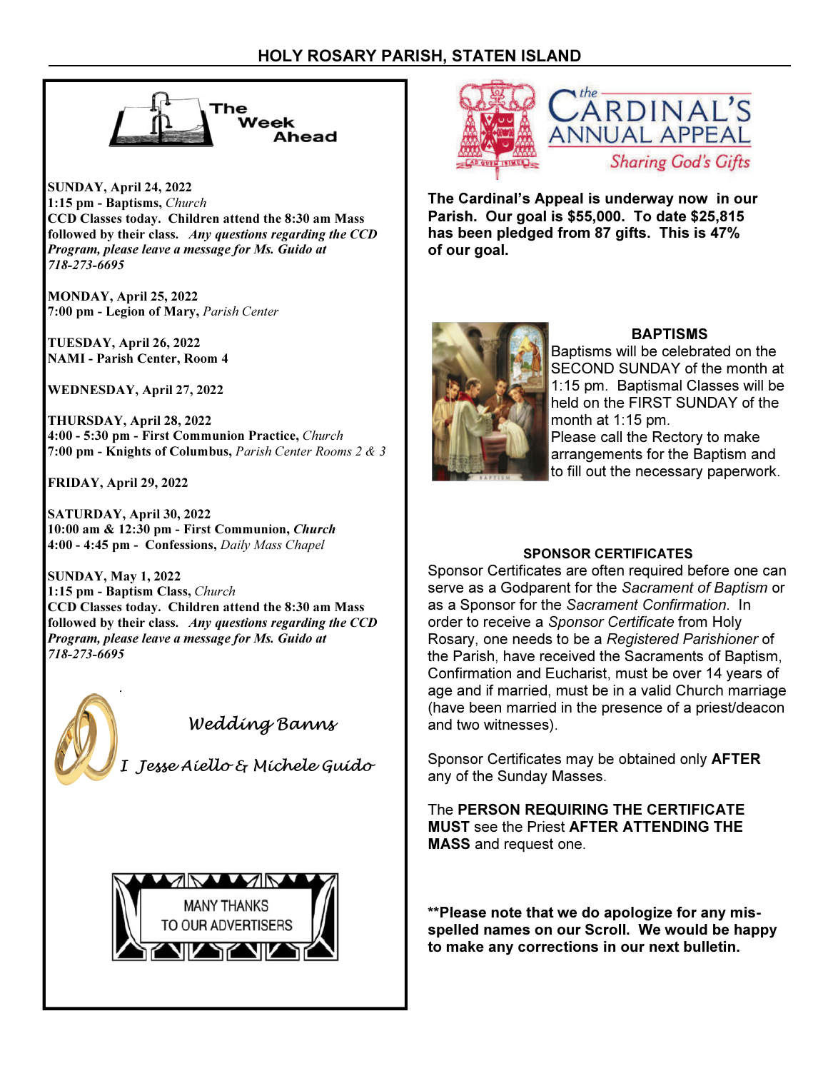## The Week Ahead

**SUNDAY, April 24, 2022**
**1:15 pm - Baptisms,** *Church*
**CCD Classes today. Children attend the 8:30 am Mass followed by their class.** ***Any questions regarding the CCD Program, please leave a message for Ms. Guido at 718-273-6695***

**MONDAY, April 25, 2022**
**7:00 pm - Legion of Mary,** *Parish Center*

**TUESDAY, April 26, 2022**
**NAMI - Parish Center, Room 4**

**WEDNESDAY, April 27, 2022**

**THURSDAY, April 28, 2022**
**4:00 - 5:30 pm - First Communion Practice,** *Church*
**7:00 pm - Knights of Columbus,** *Parish Center Rooms 2 & 3*

**FRIDAY, April 29, 2022**

**SATURDAY, April 30, 2022**
**10:00 am & 12:30 pm - First Communion,** ***Church***
**4:00 - 4:45 pm - Confessions,** *Daily Mass Chapel*

**SUNDAY, May 1, 2022**
**1:15 pm - Baptism Class,** *Church*
**CCD Classes today. Children attend the 8:30 am Mass followed by their class.** ***Any questions regarding the CCD Program, please leave a message for Ms. Guido at 718-273-6695***

*Wedding Banns*

*I Jesse Aiello & Michele Guido*

MANY THANKS TO OUR ADVERTISERS

## The Cardinal's Annual Appeal
*Sharing God's Gifts*

**The Cardinal's Appeal is underway now in our Parish. Our goal is $55,000. To date $25,815 has been pledged from 87 gifts. This is 47% of our goal.**

### BAPTISMS

Baptisms will be celebrated on the SECOND SUNDAY of the month at 1:15 pm. Baptismal Classes will be held on the FIRST SUNDAY of the month at 1:15 pm.
Please call the Rectory to make arrangements for the Baptism and to fill out the necessary paperwork.

### SPONSOR CERTIFICATES

Sponsor Certificates are often required before one can serve as a Godparent for the *Sacrament of Baptism* or as a Sponsor for the *Sacrament Confirmation.* In order to receive a *Sponsor Certificate* from Holy Rosary, one needs to be a *Registered Parishioner* of the Parish, have received the Sacraments of Baptism, Confirmation and Eucharist, must be over 14 years of age and if married, must be in a valid Church marriage (have been married in the presence of a priest/deacon and two witnesses).

Sponsor Certificates may be obtained only **AFTER** any of the Sunday Masses.

The **PERSON REQUIRING THE CERTIFICATE MUST** see the Priest **AFTER ATTENDING THE MASS** and request one.

**\*\*Please note that we do apologize for any mis-spelled names on our Scroll. We would be happy to make any corrections in our next bulletin.**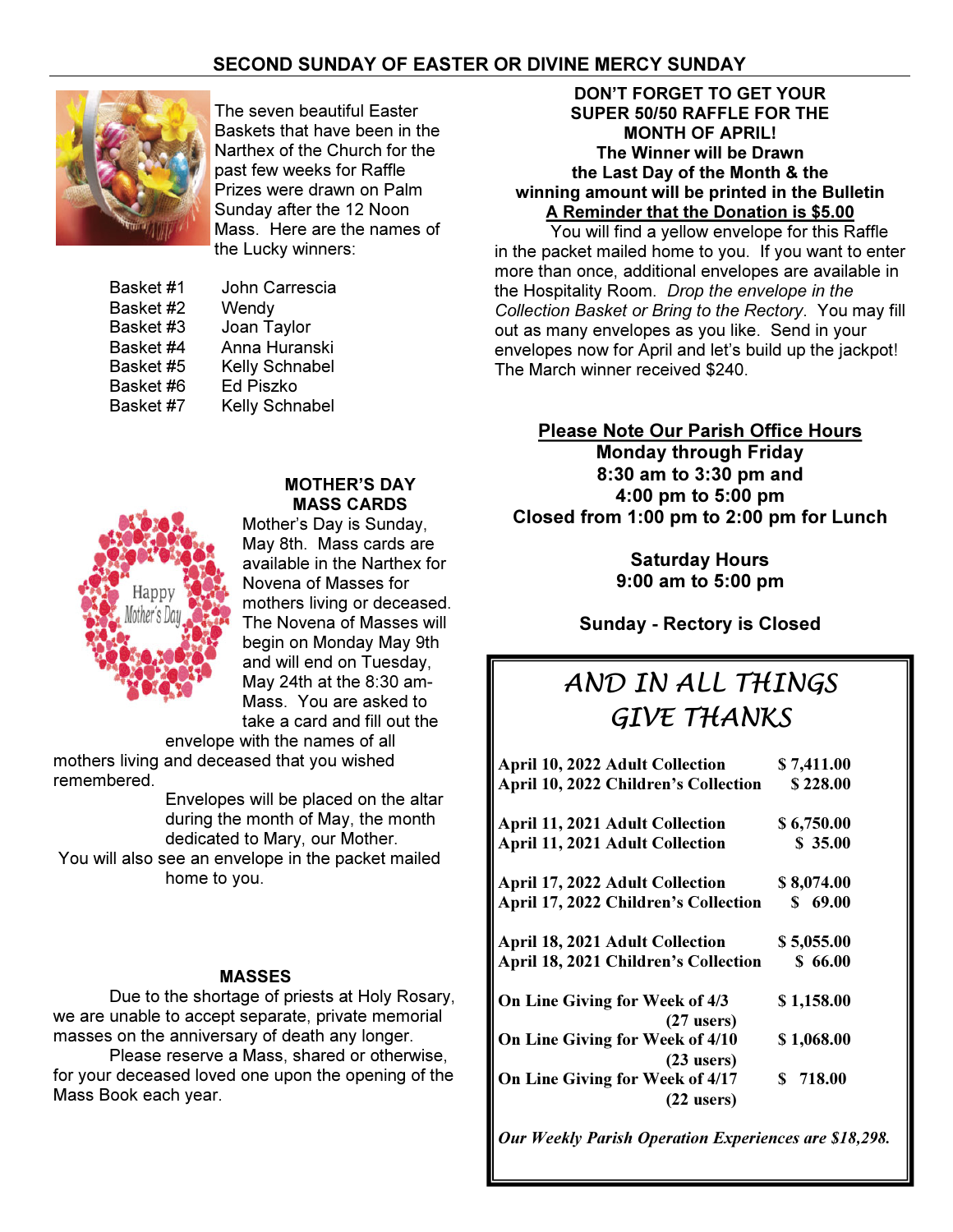## SECOND SUNDAY OF EASTER OR DIVINE MERCY SUNDAY

The seven beautiful Easter Baskets that have been in the Narthex of the Church for the past few weeks for Raffle Prizes were drawn on Palm Sunday after the 12 Noon Mass. Here are the names of the Lucky winners:

| | |
|---|---|
| Basket #1 | John Carrescia |
| Basket #2 | Wendy |
| Basket #3 | Joan Taylor |
| Basket #4 | Anna Huranski |
| Basket #5 | Kelly Schnabel |
| Basket #6 | Ed Piszko |
| Basket #7 | Kelly Schnabel |

### MOTHER'S DAY MASS CARDS

Mother's Day is Sunday, May 8th. Mass cards are available in the Narthex for Novena of Masses for mothers living or deceased. The Novena of Masses will begin on Monday May 9th and will end on Tuesday, May 24th at the 8:30 am-Mass. You are asked to take a card and fill out the envelope with the names of all mothers living and deceased that you wished remembered.

Envelopes will be placed on the altar during the month of May, the month dedicated to Mary, our Mother.

You will also see an envelope in the packet mailed home to you.

### MASSES

Due to the shortage of priests at Holy Rosary, we are unable to accept separate, private memorial masses on the anniversary of death any longer.

Please reserve a Mass, shared or otherwise, for your deceased loved one upon the opening of the Mass Book each year.

**DON'T FORGET TO GET YOUR SUPER 50/50 RAFFLE FOR THE MONTH OF APRIL!**
**The Winner will be Drawn the Last Day of the Month & the winning amount will be printed in the Bulletin**
**A Reminder that the Donation is $5.00**

You will find a yellow envelope for this Raffle in the packet mailed home to you. If you want to enter more than once, additional envelopes are available in the Hospitality Room. *Drop the envelope in the Collection Basket or Bring to the Rectory*. You may fill out as many envelopes as you like. Send in your envelopes now for April and let's build up the jackpot! The March winner received $240.

**Please Note Our Parish Office Hours**
**Monday through Friday**
**8:30 am to 3:30 pm and**
**4:00 pm to 5:00 pm**
**Closed from 1:00 pm to 2:00 pm for Lunch**

**Saturday Hours**
**9:00 am to 5:00 pm**

**Sunday - Rectory is Closed**

### AND IN ALL THINGS GIVE THANKS

| | |
|---|---|
| April 10, 2022 Adult Collection | $ 7,411.00 |
| April 10, 2022 Children's Collection | $ 228.00 |
| April 11, 2021 Adult Collection | $ 6,750.00 |
| April 11, 2021 Adult Collection | $ 35.00 |
| April 17, 2022 Adult Collection | $ 8,074.00 |
| April 17, 2022 Children's Collection | $ 69.00 |
| April 18, 2021 Adult Collection | $ 5,055.00 |
| April 18, 2021 Children's Collection | $ 66.00 |
| On Line Giving for Week of 4/3 (27 users) | $ 1,158.00 |
| On Line Giving for Week of 4/10 (23 users) | $ 1,068.00 |
| On Line Giving for Week of 4/17 (22 users) | $ 718.00 |

***Our Weekly Parish Operation Experiences are $18,298.***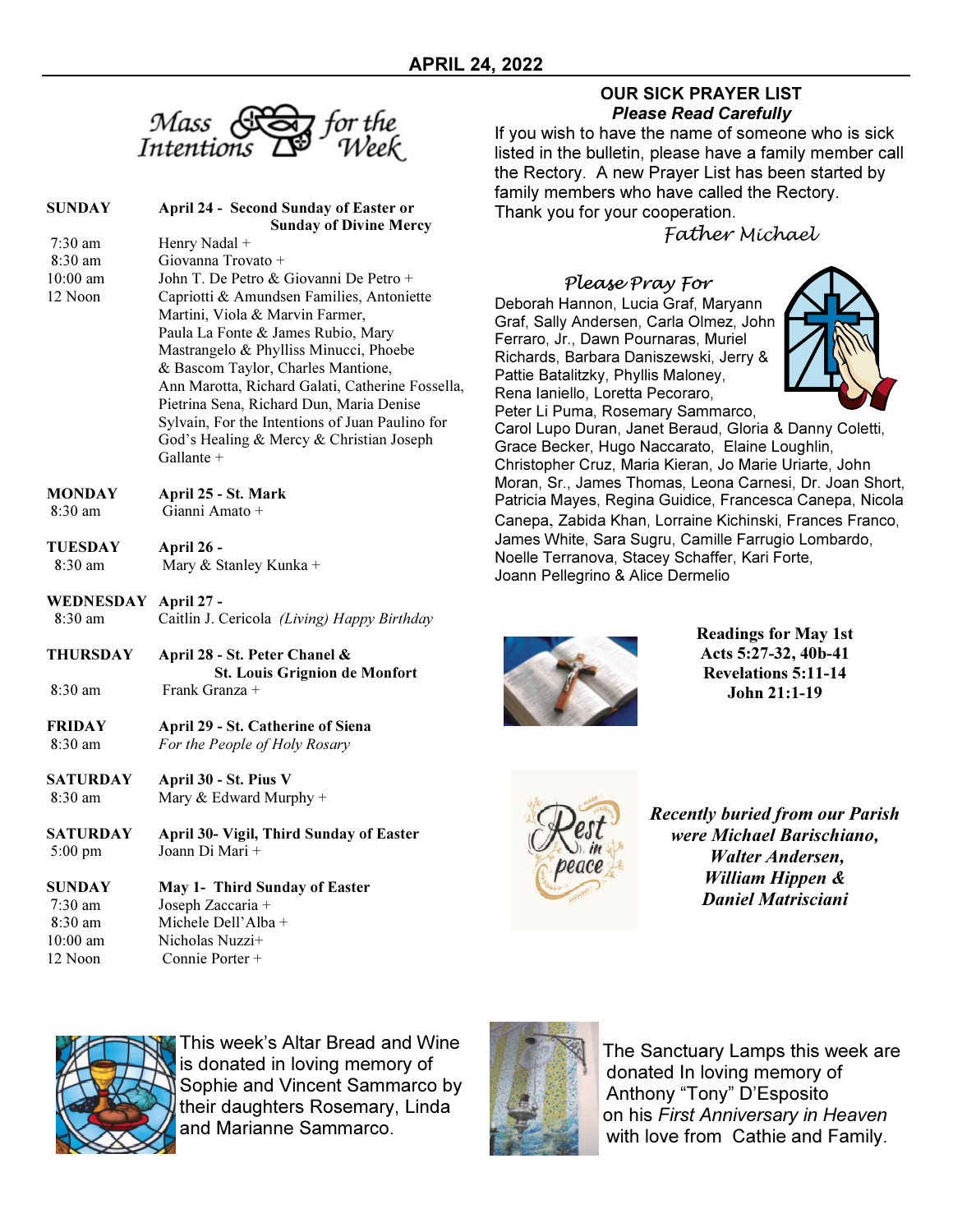# APRIL 24, 2022

## Mass Intentions for the Week

**SUNDAY** — **April 24 - Second Sunday of Easter or Sunday of Divine Mercy**

- 7:30 am — Henry Nadal +
- 8:30 am — Giovanna Trovato +
- 10:00 am — John T. De Petro & Giovanni De Petro +
- 12 Noon — Capriotti & Amundsen Families, Antoniette Martini, Viola & Marvin Farmer, Paula La Fonte & James Rubio, Mary Mastrangelo & Phylliss Minucci, Phoebe & Bascom Taylor, Charles Mantione, Ann Marotta, Richard Galati, Catherine Fossella, Pietrina Sena, Richard Dun, Maria Denise Sylvain, For the Intentions of Juan Paulino for God's Healing & Mercy & Christian Joseph Gallante +

**MONDAY** — **April 25 - St. Mark**

- 8:30 am — Gianni Amato +

**TUESDAY** — **April 26 -**

- 8:30 am — Mary & Stanley Kunka +

**WEDNESDAY** — **April 27 -**

- 8:30 am — Caitlin J. Cericola *(Living) Happy Birthday*

**THURSDAY** — **April 28 - St. Peter Chanel & St. Louis Grignion de Monfort**

- 8:30 am — Frank Granza +

**FRIDAY** — **April 29 - St. Catherine of Siena**

- 8:30 am — *For the People of Holy Rosary*

**SATURDAY** — **April 30 - St. Pius V**

- 8:30 am — Mary & Edward Murphy +

**SATURDAY** — **April 30- Vigil, Third Sunday of Easter**

- 5:00 pm — Joann Di Mari +

**SUNDAY** — **May 1- Third Sunday of Easter**

- 7:30 am — Joseph Zaccaria +
- 8:30 am — Michele Dell'Alba +
- 10:00 am — Nicholas Nuzzi+
- 12 Noon — Connie Porter +

## OUR SICK PRAYER LIST

***Please Read Carefully***

If you wish to have the name of someone who is sick listed in the bulletin, please have a family member call the Rectory. A new Prayer List has been started by family members who have called the Rectory. Thank you for your cooperation.

*Father Michael*

### *Please Pray For*

Deborah Hannon, Lucia Graf, Maryann Graf, Sally Andersen, Carla Olmez, John Ferraro, Jr., Dawn Pournaras, Muriel Richards, Barbara Daniszewski, Jerry & Pattie Batalitzky, Phyllis Maloney, Rena Ianiello, Loretta Pecoraro, Peter Li Puma, Rosemary Sammarco, Carol Lupo Duran, Janet Beraud, Gloria & Danny Coletti, Grace Becker, Hugo Naccarato, Elaine Loughlin, Christopher Cruz, Maria Kieran, Jo Marie Uriarte, John Moran, Sr., James Thomas, Leona Carnesi, Dr. Joan Short, Patricia Mayes, Regina Guidice, Francesca Canepa, Nicola Canepa, Zabida Khan, Lorraine Kichinski, Frances Franco, James White, Sara Sugru, Camille Farrugio Lombardo, Noelle Terranova, Stacey Schaffer, Kari Forte, Joann Pellegrino & Alice Dermelio

**Readings for May 1st**
**Acts 5:27-32, 40b-41**
**Revelations 5:11-14**
**John 21:1-19**

Rest in peace

***Recently buried from our Parish were Michael Barischiano, Walter Andersen, William Hippen & Daniel Matrisciani***

This week's Altar Bread and Wine is donated in loving memory of Sophie and Vincent Sammarco by their daughters Rosemary, Linda and Marianne Sammarco.

The Sanctuary Lamps this week are donated In loving memory of Anthony "Tony" D'Esposito on his *First Anniversary in Heaven* with love from Cathie and Family.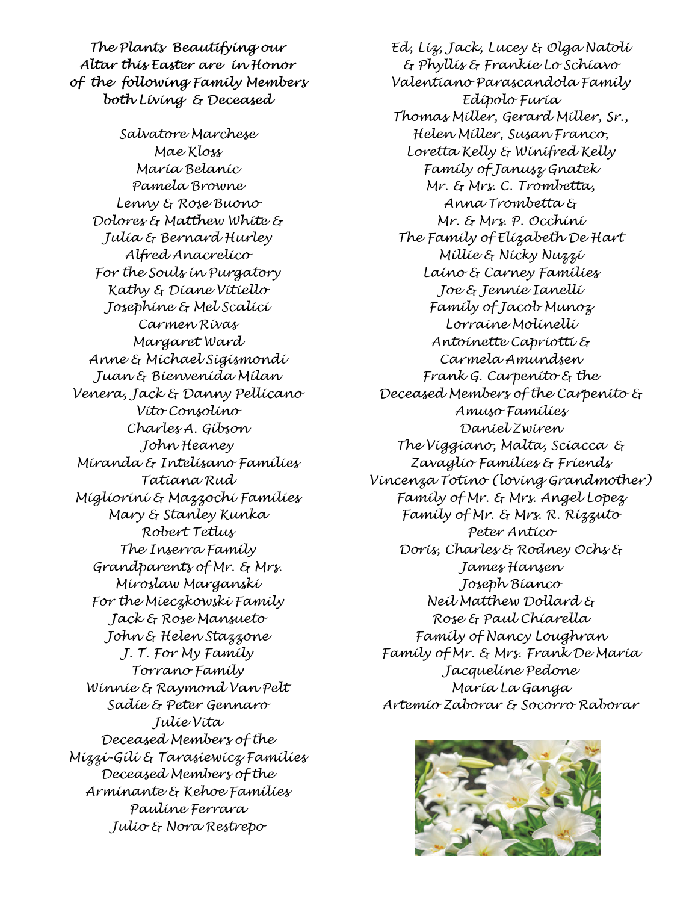***The Plants Beautifying our Altar this Easter are in Honor of the following Family Members both Living & Deceased***

*Salvatore Marchese*
*Mae Kloss*
*Maria Belanic*
*Pamela Browne*
*Lenny & Rose Buono*
*Dolores & Matthew White & Julia & Bernard Hurley*
*Alfred Anacrelico*
*For the Souls in Purgatory*
*Kathy & Diane Vitiello*
*Josephine & Mel Scalici*
*Carmen Rivas*
*Margaret Ward*
*Anne & Michael Sigismondi*
*Juan & Bienvenida Milan*
*Venera, Jack & Danny Pellicano*
*Vito Consolino*
*Charles A. Gibson*
*John Heaney*
*Miranda & Intelisano Families*
*Tatiana Rud*
*Migliorini & Mazzochi Families*
*Mary & Stanley Kunka*
*Robert Tetlus*
*The Inserra Family*
*Grandparents of Mr. & Mrs. Miroslaw Marganski*
*For the Mieczkowski Family*
*Jack & Rose Mansueto*
*John & Helen Stazzone*
*J. T. For My Family*
*Torrano Family*
*Winnie & Raymond Van Pelt*
*Sadie & Peter Gennaro*
*Julie Vita*
*Deceased Members of the Mizzi-Gili & Tarasiewicz Families*
*Deceased Members of the Arminante & Kehoe Families*
*Pauline Ferrara*
*Julio & Nora Restrepo*
*Ed, Liz, Jack, Lucey & Olga Natoli & Phyllis & Frankie Lo Schiavo*
*Valentiano Parascandola Family*
*Edipolo Furia*
*Thomas Miller, Gerard Miller, Sr., Helen Miller, Susan Franco, Loretta Kelly & Winifred Kelly*
*Family of Janusz Gnatek*
*Mr. & Mrs. C. Trombetta, Anna Trombetta & Mr. & Mrs. P. Occhini*
*The Family of Elizabeth De Hart*
*Millie & Nicky Nuzzi*
*Laino & Carney Families*
*Joe & Jennie Ianelli*
*Family of Jacob Munoz*
*Lorraine Molinelli*
*Antoinette Capriotti & Carmela Amundsen*
*Frank G. Carpenito & the Deceased Members of the Carpenito & Amuso Families*
*Daniel Zwiren*
*The Viggiano, Malta, Sciacca & Zavaglio Families & Friends*
*Vincenza Totino (loving Grandmother)*
*Family of Mr. & Mrs. Angel Lopez*
*Family of Mr. & Mrs. R. Rizzuto*
*Peter Antico*
*Doris, Charles & Rodney Ochs & James Hansen*
*Joseph Bianco*
*Neil Matthew Dollard & Rose & Paul Chiarella*
*Family of Nancy Loughran*
*Family of Mr. & Mrs. Frank De Maria*
*Jacqueline Pedone*
*Maria La Ganga*
*Artemio Zaborar & Socorro Raborar*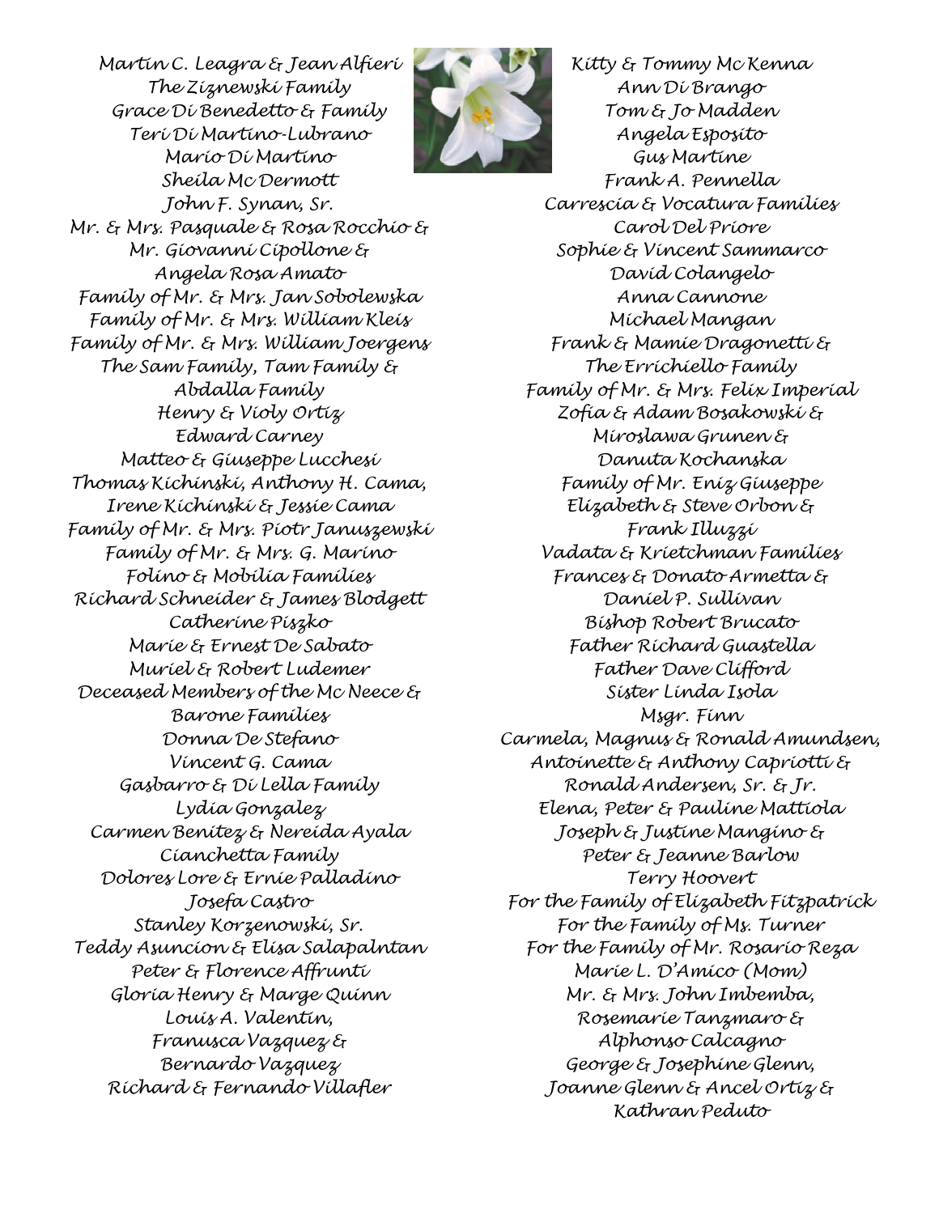Martin C. Leagra & Jean Alfieri
The Ziznewski Family
Grace Di Benedetto & Family
Teri Di Martino-Lubrano
Mario Di Martino
Sheila Mc Dermott
John F. Synan, Sr.
Mr. & Mrs. Pasquale & Rosa Rocchio &
Mr. Giovanni Cipollone &
Angela Rosa Amato
Family of Mr. & Mrs. Jan Sobolewska
Family of Mr. & Mrs. William Kleis
Family of Mr. & Mrs. William Joergens
The Sam Family, Tam Family &
Abdalla Family
Henry & Violy Ortiz
Edward Carney
Matteo & Giuseppe Lucchesi
Thomas Kichinski, Anthony H. Cama,
Irene Kichinski & Jessie Cama
Family of Mr. & Mrs. Piotr Januszewski
Family of Mr. & Mrs. G. Marino
Folino & Mobilia Families
Richard Schneider & James Blodgett
Catherine Piszko
Marie & Ernest De Sabato
Muriel & Robert Ludemer
Deceased Members of the Mc Neece &
Barone Families
Donna De Stefano
Vincent G. Cama
Gasbarro & Di Lella Family
Lydia Gonzalez
Carmen Benitez & Nereida Ayala
Cianchetta Family
Dolores Lore & Ernie Palladino
Josefa Castro
Stanley Korzenowski, Sr.
Teddy Asuncion & Elisa Salapalntan
Peter & Florence Affrunti
Gloria Henry & Marge Quinn
Louis A. Valentin,
Franusca Vazquez &
Bernardo Vazquez
Richard & Fernando Villafler

Kitty & Tommy Mc Kenna
Ann Di Brango
Tom & Jo Madden
Angela Esposito
Gus Martine
Frank A. Pennella
Carrescia & Vocatura Families
Carol Del Priore
Sophie & Vincent Sammarco
David Colangelo
Anna Cannone
Michael Mangan
Frank & Mamie Dragonetti &
The Errichiello Family
Family of Mr. & Mrs. Felix Imperial
Zofia & Adam Bosakowski &
Miroslawa Grunen &
Danuta Kochanska
Family of Mr. Eniz Giuseppe
Elizabeth & Steve Orbon &
Frank Illuzzi
Vadata & Krietchman Families
Frances & Donato Armetta &
Daniel P. Sullivan
Bishop Robert Brucato
Father Richard Guastella
Father Dave Clifford
Sister Linda Isola
Msgr. Finn
Carmela, Magnus & Ronald Amundsen,
Antoinette & Anthony Capriotti &
Ronald Andersen, Sr. & Jr.
Elena, Peter & Pauline Mattiola
Joseph & Justine Mangino &
Peter & Jeanne Barlow
Terry Hoovert
For the Family of Elizabeth Fitzpatrick
For the Family of Ms. Turner
For the Family of Mr. Rosario Reza
Marie L. D'Amico (Mom)
Mr. & Mrs. John Imbemba,
Rosemarie Tanzmaro &
Alphonso Calcagno
George & Josephine Glenn,
Joanne Glenn & Ancel Ortiz &
Kathran Peduto